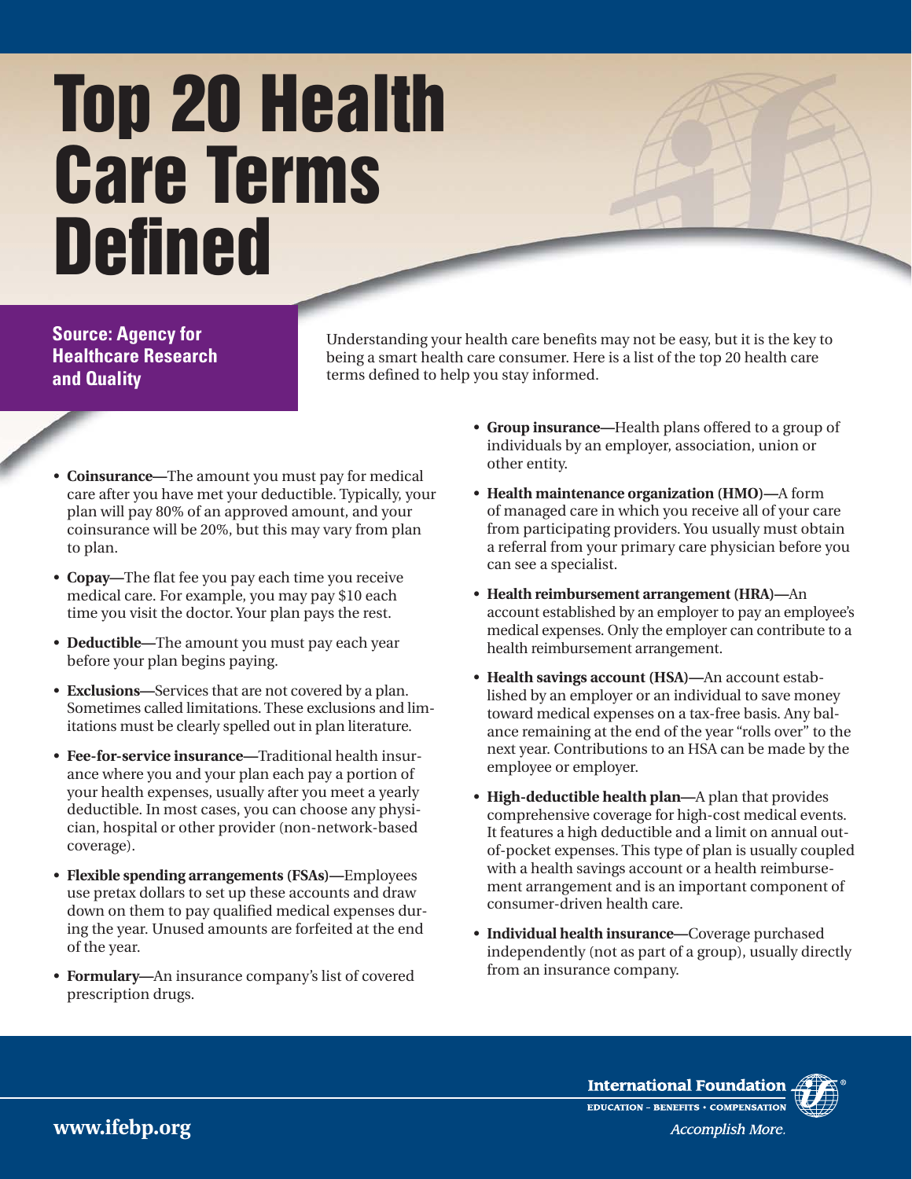# Top 20 Health Care Terms Defined

**Source: Agency for Healthcare Research and Quality**

Understanding your health care benefits may not be easy, but it is the key to being a smart health care consumer. Here is a list of the top 20 health care terms defined to help you stay informed.

- **Coinsurance—**The amount you must pay for medical care after you have met your deductible. Typically, your plan will pay 80% of an approved amount, and your coinsurance will be 20%, but this may vary from plan to plan.
- **Copay—**The flat fee you pay each time you receive medical care. For example, you may pay $10 each time you visit the doctor. Your plan pays the rest.
- **Deductible—**The amount you must pay each year before your plan begins paying.
- **Exclusions—**Services that are not covered by a plan. Sometimes called limitations. These exclusions and limitations must be clearly spelled out in plan literature.
- **Fee-for-service insurance—**Traditional health insurance where you and your plan each pay a portion of your health expenses, usually after you meet a yearly deductible. In most cases, you can choose any physician, hospital or other provider (non-network-based coverage).
- **Flexible spending arrangements (FSAs)—**Employees use pretax dollars to set up these accounts and draw down on them to pay qualified medical expenses during the year. Unused amounts are forfeited at the end of the year.
- **Formulary—**An insurance company's list of covered prescription drugs.
- **Group insurance—**Health plans offered to a group of individuals by an employer, association, union or other entity.
- **Health maintenance organization (HMO)—**A form of managed care in which you receive all of your care from participating providers. You usually must obtain a referral from your primary care physician before you can see a specialist.
- **Health reimbursement arrangement (HRA)—**An account established by an employer to pay an employee's medical expenses. Only the employer can contribute to a health reimbursement arrangement.
- **Health savings account (HSA)—**An account established by an employer or an individual to save money toward medical expenses on a tax-free basis. Any balance remaining at the end of the year "rolls over" to the next year. Contributions to an HSA can be made by the employee or employer.
- **High-deductible health plan—**A plan that provides comprehensive coverage for high-cost medical events. It features a high deductible and a limit on annual out-of-pocket expenses. This type of plan is usually coupled with a health savings account or a health reimbursement arrangement and is an important component of consumer-driven health care.
- **Individual health insurance—**Coverage purchased independently (not as part of a group), usually directly from an insurance company.

**www.ifebp.org**

International Foundation
EDUCATION – BENEFITS – COMPENSATION
*Accomplish More.*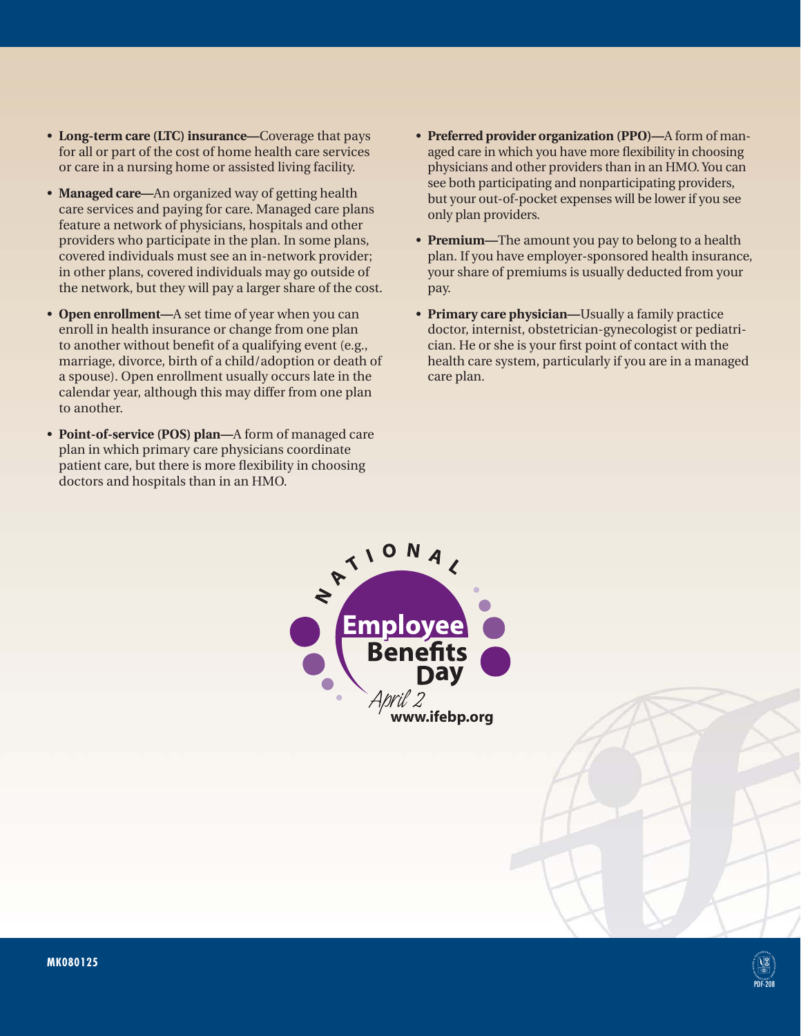- **Long-term care (LTC) insurance—**Coverage that pays for all or part of the cost of home health care services or care in a nursing home or assisted living facility.
- **Managed care—**An organized way of getting health care services and paying for care. Managed care plans feature a network of physicians, hospitals and other providers who participate in the plan. In some plans, covered individuals must see an in-network provider; in other plans, covered individuals may go outside of the network, but they will pay a larger share of the cost.
- **Open enrollment—**A set time of year when you can enroll in health insurance or change from one plan to another without benefit of a qualifying event (e.g., marriage, divorce, birth of a child/adoption or death of a spouse). Open enrollment usually occurs late in the calendar year, although this may differ from one plan to another.
- **Point-of-service (POS) plan—**A form of managed care plan in which primary care physicians coordinate patient care, but there is more flexibility in choosing doctors and hospitals than in an HMO.
- **Preferred provider organization (PPO)—**A form of managed care in which you have more flexibility in choosing physicians and other providers than in an HMO. You can see both participating and nonparticipating providers, but your out-of-pocket expenses will be lower if you see only plan providers.
- **Premium—**The amount you pay to belong to a health plan. If you have employer-sponsored health insurance, your share of premiums is usually deducted from your pay.
- **Primary care physician—**Usually a family practice doctor, internist, obstetrician-gynecologist or pediatrician. He or she is your first point of contact with the health care system, particularly if you are in a managed care plan.

National Employee Benefits Day

April 2

www.ifebp.org

MK080125

PDF-208